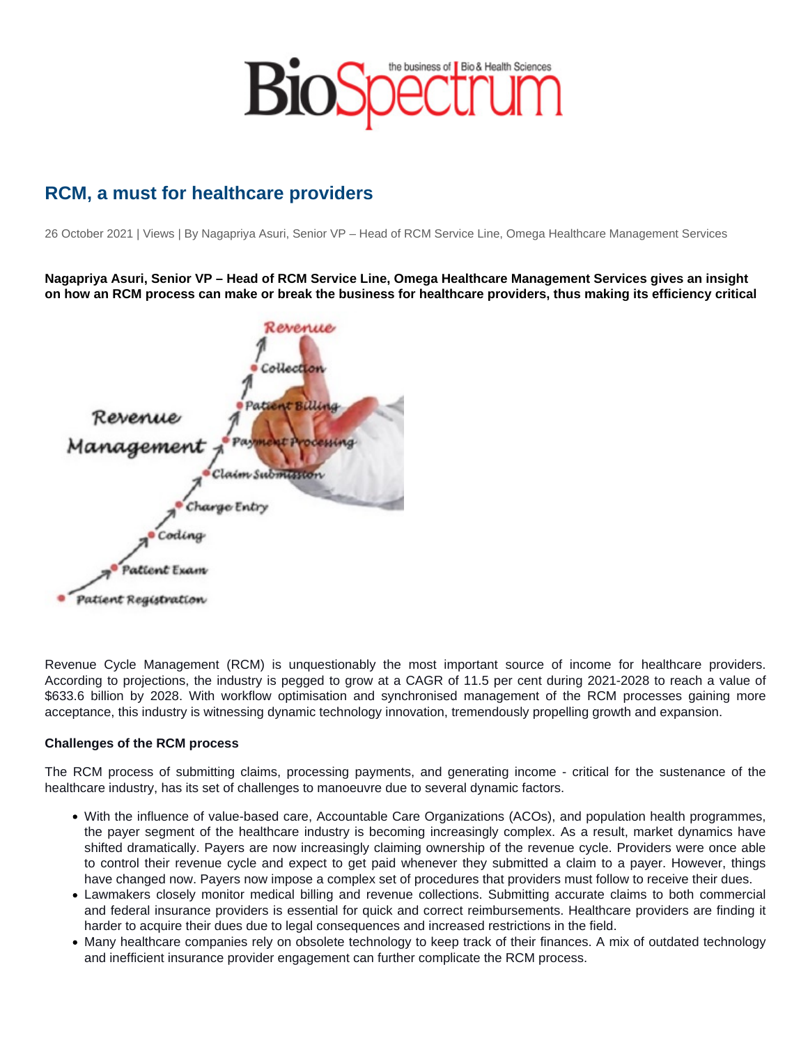# RCM, a must for healthcare providers

26 October 2021 | Views | By Nagapriya Asuri, Senior VP – Head of RCM Service Line, Omega Healthcare Management Services

**Nagapriya Asuri, Senior VP – Head of RCM Service Line, Omega Healthcare Management Services gives an insight on how an RCM process can make or break the business for healthcare providers, thus making its efficiency critical**

Revenue Cycle Management (RCM) is unquestionably the most important source of income for healthcare providers. According to projections, the industry is pegged to grow at a CAGR of 11.5 per cent during 2021-2028 to reach a value of $633.6 billion by 2028. With workflow optimisation and synchronised management of the RCM processes gaining more acceptance, this industry is witnessing dynamic technology innovation, tremendously propelling growth and expansion.

**Challenges of the RCM process**

The RCM process of submitting claims, processing payments, and generating income - critical for the sustenance of the healthcare industry, has its set of challenges to manoeuvre due to several dynamic factors.

- With the influence of value-based care, Accountable Care Organizations (ACOs), and population health programmes, the payer segment of the healthcare industry is becoming increasingly complex. As a result, market dynamics have shifted dramatically. Payers are now increasingly claiming ownership of the revenue cycle. Providers were once able to control their revenue cycle and expect to get paid whenever they submitted a claim to a payer. However, things have changed now. Payers now impose a complex set of procedures that providers must follow to receive their dues.
- Lawmakers closely monitor medical billing and revenue collections. Submitting accurate claims to both commercial and federal insurance providers is essential for quick and correct reimbursements. Healthcare providers are finding it harder to acquire their dues due to legal consequences and increased restrictions in the field.
- Many healthcare companies rely on obsolete technology to keep track of their finances. A mix of outdated technology and inefficient insurance provider engagement can further complicate the RCM process.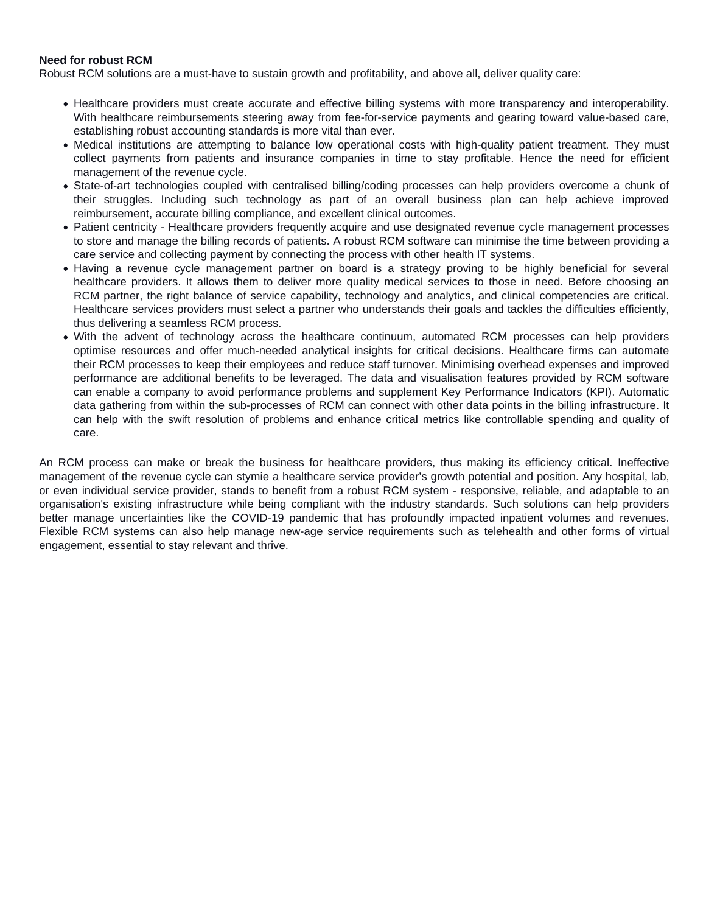**Need for robust RCM**

Robust RCM solutions are a must-have to sustain growth and profitability, and above all, deliver quality care:

- Healthcare providers must create accurate and effective billing systems with more transparency and interoperability. With healthcare reimbursements steering away from fee-for-service payments and gearing toward value-based care, establishing robust accounting standards is more vital than ever.
- Medical institutions are attempting to balance low operational costs with high-quality patient treatment. They must collect payments from patients and insurance companies in time to stay profitable. Hence the need for efficient management of the revenue cycle.
- State-of-art technologies coupled with centralised billing/coding processes can help providers overcome a chunk of their struggles. Including such technology as part of an overall business plan can help achieve improved reimbursement, accurate billing compliance, and excellent clinical outcomes.
- Patient centricity - Healthcare providers frequently acquire and use designated revenue cycle management processes to store and manage the billing records of patients. A robust RCM software can minimise the time between providing a care service and collecting payment by connecting the process with other health IT systems.
- Having a revenue cycle management partner on board is a strategy proving to be highly beneficial for several healthcare providers. It allows them to deliver more quality medical services to those in need. Before choosing an RCM partner, the right balance of service capability, technology and analytics, and clinical competencies are critical. Healthcare services providers must select a partner who understands their goals and tackles the difficulties efficiently, thus delivering a seamless RCM process.
- With the advent of technology across the healthcare continuum, automated RCM processes can help providers optimise resources and offer much-needed analytical insights for critical decisions. Healthcare firms can automate their RCM processes to keep their employees and reduce staff turnover. Minimising overhead expenses and improved performance are additional benefits to be leveraged. The data and visualisation features provided by RCM software can enable a company to avoid performance problems and supplement Key Performance Indicators (KPI). Automatic data gathering from within the sub-processes of RCM can connect with other data points in the billing infrastructure. It can help with the swift resolution of problems and enhance critical metrics like controllable spending and quality of care.

An RCM process can make or break the business for healthcare providers, thus making its efficiency critical. Ineffective management of the revenue cycle can stymie a healthcare service provider's growth potential and position. Any hospital, lab, or even individual service provider, stands to benefit from a robust RCM system - responsive, reliable, and adaptable to an organisation's existing infrastructure while being compliant with the industry standards. Such solutions can help providers better manage uncertainties like the COVID-19 pandemic that has profoundly impacted inpatient volumes and revenues. Flexible RCM systems can also help manage new-age service requirements such as telehealth and other forms of virtual engagement, essential to stay relevant and thrive.